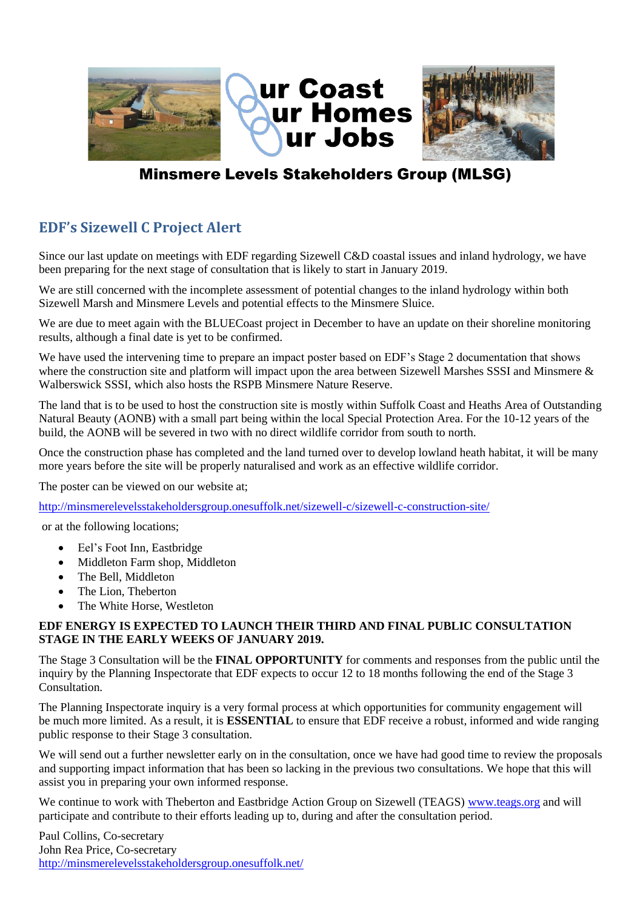Our Coast
Our Homes
Our Jobs

## Minsmere Levels Stakeholders Group (MLSG)

## EDF's Sizewell C Project Alert

Since our last update on meetings with EDF regarding Sizewell C&D coastal issues and inland hydrology, we have been preparing for the next stage of consultation that is likely to start in January 2019.

We are still concerned with the incomplete assessment of potential changes to the inland hydrology within both Sizewell Marsh and Minsmere Levels and potential effects to the Minsmere Sluice.

We are due to meet again with the BLUECoast project in December to have an update on their shoreline monitoring results, although a final date is yet to be confirmed.

We have used the intervening time to prepare an impact poster based on EDF's Stage 2 documentation that shows where the construction site and platform will impact upon the area between Sizewell Marshes SSSI and Minsmere & Walberswick SSSI, which also hosts the RSPB Minsmere Nature Reserve.

The land that is to be used to host the construction site is mostly within Suffolk Coast and Heaths Area of Outstanding Natural Beauty (AONB) with a small part being within the local Special Protection Area. For the 10-12 years of the build, the AONB will be severed in two with no direct wildlife corridor from south to north.

Once the construction phase has completed and the land turned over to develop lowland heath habitat, it will be many more years before the site will be properly naturalised and work as an effective wildlife corridor.

The poster can be viewed on our website at;

http://minsmerelevelsstakeholdersgroup.onesuffolk.net/sizewell-c/sizewell-c-construction-site/

or at the following locations;

- Eel's Foot Inn, Eastbridge
- Middleton Farm shop, Middleton
- The Bell, Middleton
- The Lion, Theberton
- The White Horse, Westleton

**EDF ENERGY IS EXPECTED TO LAUNCH THEIR THIRD AND FINAL PUBLIC CONSULTATION STAGE IN THE EARLY WEEKS OF JANUARY 2019.**

The Stage 3 Consultation will be the **FINAL OPPORTUNITY** for comments and responses from the public until the inquiry by the Planning Inspectorate that EDF expects to occur 12 to 18 months following the end of the Stage 3 Consultation.

The Planning Inspectorate inquiry is a very formal process at which opportunities for community engagement will be much more limited. As a result, it is **ESSENTIAL** to ensure that EDF receive a robust, informed and wide ranging public response to their Stage 3 consultation.

We will send out a further newsletter early on in the consultation, once we have had good time to review the proposals and supporting impact information that has been so lacking in the previous two consultations. We hope that this will assist you in preparing your own informed response.

We continue to work with Theberton and Eastbridge Action Group on Sizewell (TEAGS) www.teags.org and will participate and contribute to their efforts leading up to, during and after the consultation period.

Paul Collins, Co-secretary
John Rea Price, Co-secretary
http://minsmerelevelsstakeholdersgroup.onesuffolk.net/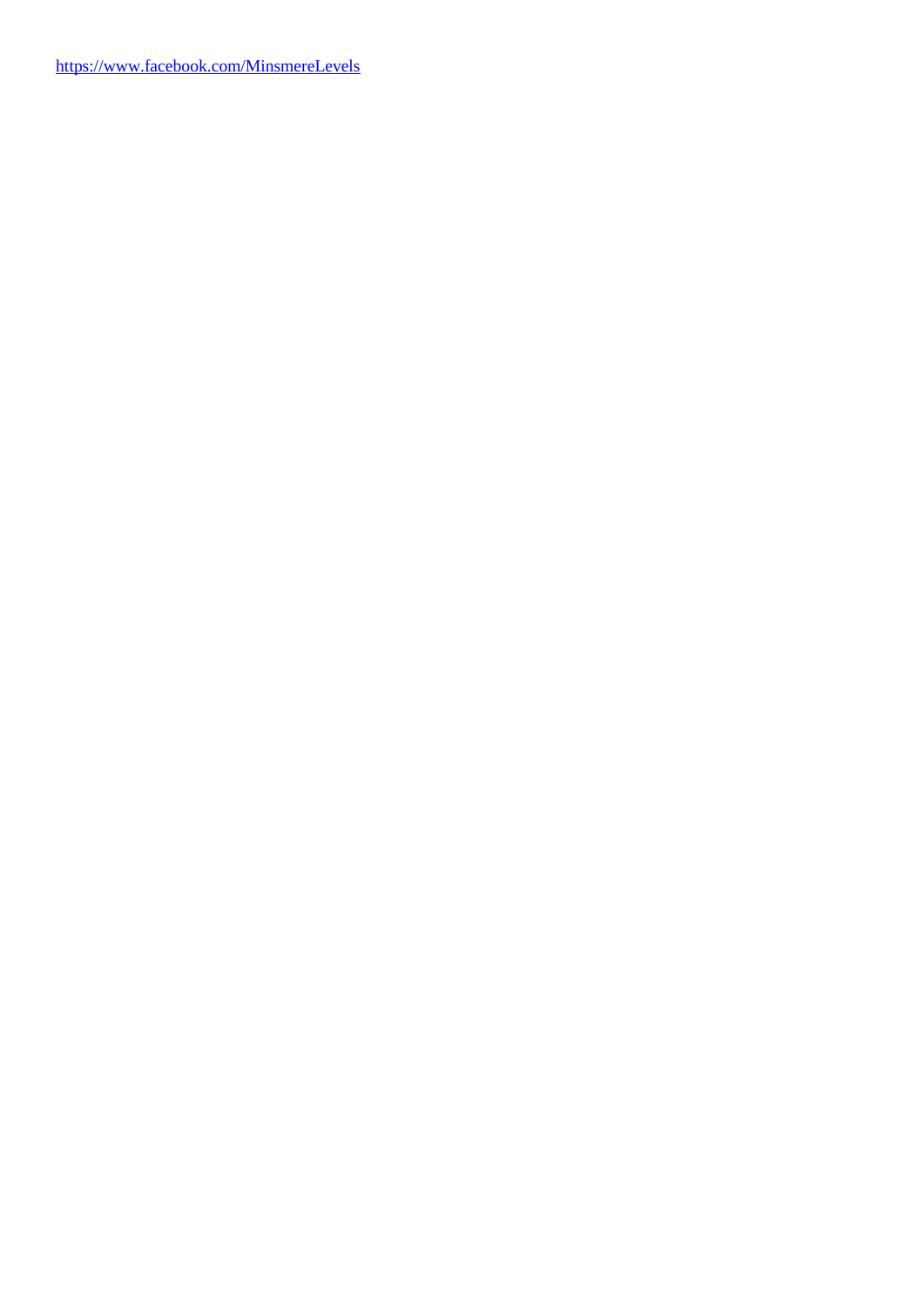https://www.facebook.com/MinsmereLevels